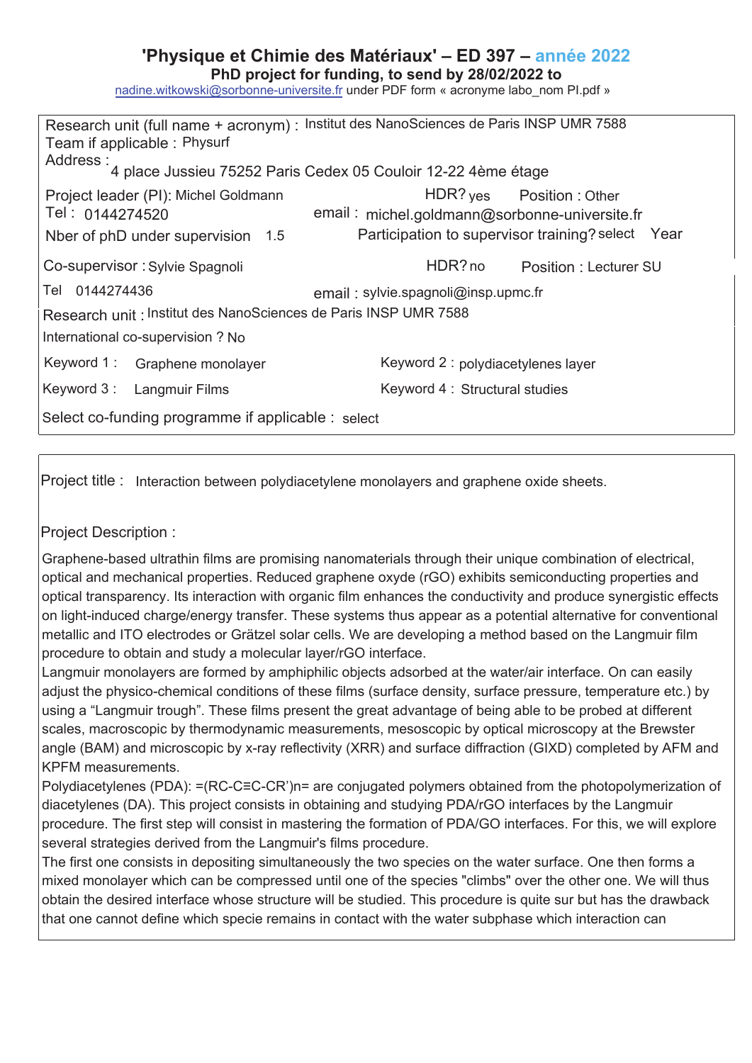# 'Physique et Chimie des Matériaux' – ED 397 – année 2022

**PhD project for funding, to send by 28/02/2022 to**

nadine.witkowski@sorbonne-universite.fr under PDF form « acronyme labo_nom PI.pdf »

Research unit (full name + acronym) : Institut des NanoSciences de Paris INSP UMR 7588

Team if applicable : Physurf

Address : 4 place Jussieu 75252 Paris Cedex 05 Couloir 12-22 4ème étage

Project leader (PI): Michel Goldmann HDR? yes Position : Other

Tel : 0144274520 email : michel.goldmann@sorbonne-universite.fr

Nber of phD under supervision 1.5 Participation to supervisor training? select Year

Co-supervisor : Sylvie Spagnoli HDR? no Position : Lecturer SU

Tel 0144274436 email : sylvie.spagnoli@insp.upmc.fr

Research unit : Institut des NanoSciences de Paris INSP UMR 7588

International co-supervision ? No

Keyword 1 : Graphene monolayer Keyword 2 : polydiacetylenes layer

Keyword 3 : Langmuir Films Keyword 4 : Structural studies

Select co-funding programme if applicable : select

Project title : Interaction between polydiacetylene monolayers and graphene oxide sheets.

Project Description :

Graphene-based ultrathin films are promising nanomaterials through their unique combination of electrical, optical and mechanical properties. Reduced graphene oxyde (rGO) exhibits semiconducting properties and optical transparency. Its interaction with organic film enhances the conductivity and produce synergistic effects on light-induced charge/energy transfer. These systems thus appear as a potential alternative for conventional metallic and ITO electrodes or Grätzel solar cells. We are developing a method based on the Langmuir film procedure to obtain and study a molecular layer/rGO interface.

Langmuir monolayers are formed by amphiphilic objects adsorbed at the water/air interface. On can easily adjust the physico-chemical conditions of these films (surface density, surface pressure, temperature etc.) by using a "Langmuir trough". These films present the great advantage of being able to be probed at different scales, macroscopic by thermodynamic measurements, mesoscopic by optical microscopy at the Brewster angle (BAM) and microscopic by x-ray reflectivity (XRR) and surface diffraction (GIXD) completed by AFM and KPFM measurements.

Polydiacetylenes (PDA): =(RC-C≡C-CR')n= are conjugated polymers obtained from the photopolymerization of diacetylenes (DA). This project consists in obtaining and studying PDA/rGO interfaces by the Langmuir procedure. The first step will consist in mastering the formation of PDA/GO interfaces. For this, we will explore several strategies derived from the Langmuir's films procedure.

The first one consists in depositing simultaneously the two species on the water surface. One then forms a mixed monolayer which can be compressed until one of the species "climbs" over the other one. We will thus obtain the desired interface whose structure will be studied. This procedure is quite sur but has the drawback that one cannot define which specie remains in contact with the water subphase which interaction can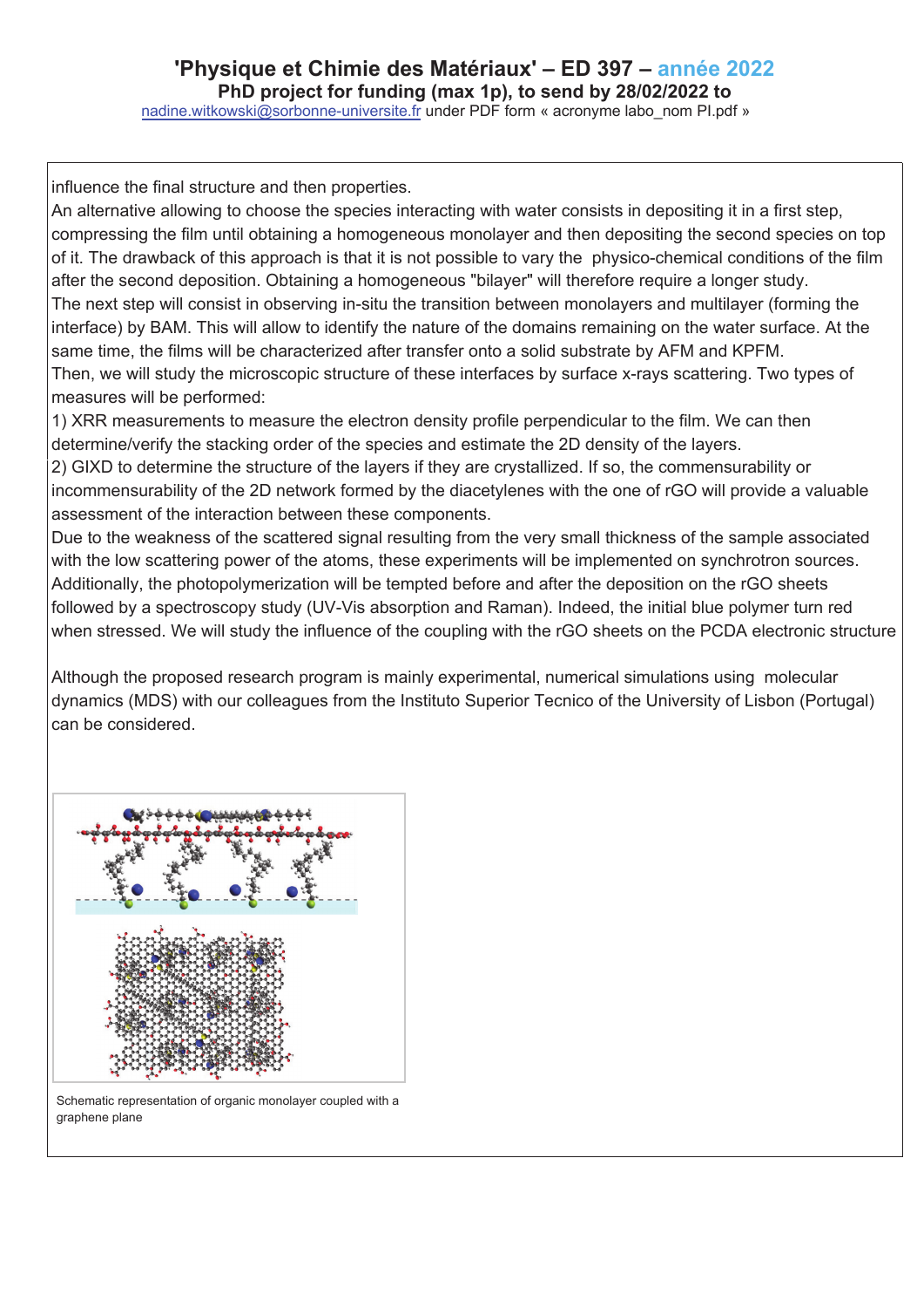influence the final structure and then properties.

An alternative allowing to choose the species interacting with water consists in depositing it in a first step, compressing the film until obtaining a homogeneous monolayer and then depositing the second species on top of it. The drawback of this approach is that it is not possible to vary the physico-chemical conditions of the film after the second deposition. Obtaining a homogeneous "bilayer" will therefore require a longer study.

The next step will consist in observing in-situ the transition between monolayers and multilayer (forming the interface) by BAM. This will allow to identify the nature of the domains remaining on the water surface. At the same time, the films will be characterized after transfer onto a solid substrate by AFM and KPFM.

Then, we will study the microscopic structure of these interfaces by surface x-rays scattering. Two types of measures will be performed:

1) XRR measurements to measure the electron density profile perpendicular to the film. We can then determine/verify the stacking order of the species and estimate the 2D density of the layers.

2) GIXD to determine the structure of the layers if they are crystallized. If so, the commensurability or incommensurability of the 2D network formed by the diacetylenes with the one of rGO will provide a valuable assessment of the interaction between these components.

Due to the weakness of the scattered signal resulting from the very small thickness of the sample associated with the low scattering power of the atoms, these experiments will be implemented on synchrotron sources. Additionally, the photopolymerization will be tempted before and after the deposition on the rGO sheets followed by a spectroscopy study (UV-Vis absorption and Raman). Indeed, the initial blue polymer turn red when stressed. We will study the influence of the coupling with the rGO sheets on the PCDA electronic structure

Although the proposed research program is mainly experimental, numerical simulations using molecular dynamics (MDS) with our colleagues from the Instituto Superior Tecnico of the University of Lisbon (Portugal) can be considered.

Schematic representation of organic monolayer coupled with a graphene plane